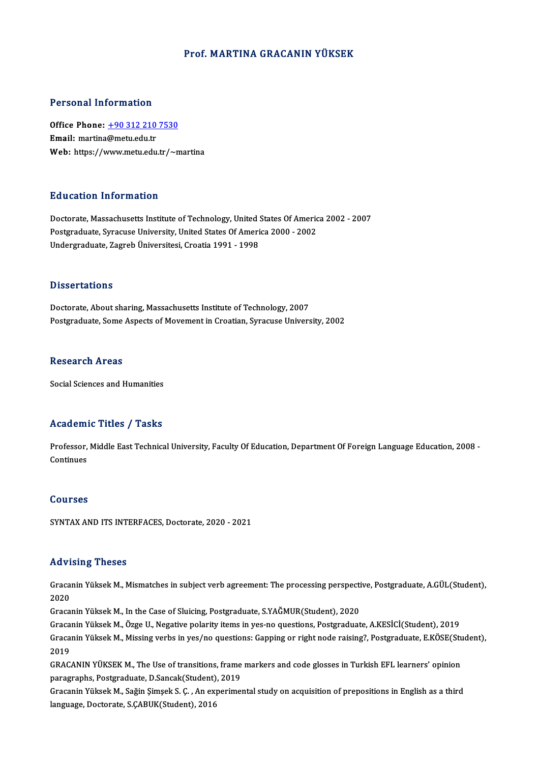# Prof. MARTINA GRACANIN YÜKSEK

## Personal Information

**Office Phone:** +90 312 210 7530
**Email:** martina@metu.edu.tr
**Web:** https://www.metu.edu.tr/~martina

## Education Information

Doctorate, Massachusetts Institute of Technology, United States Of America 2002 - 2007
Postgraduate, Syracuse University, United States Of America 2000 - 2002
Undergraduate, Zagreb Üniversitesi, Croatia 1991 - 1998

## Dissertations

Doctorate, About sharing, Massachusetts Institute of Technology, 2007
Postgraduate, Some Aspects of Movement in Croatian, Syracuse University, 2002

## Research Areas

Social Sciences and Humanities

## Academic Titles / Tasks

Professor, Middle East Technical University, Faculty Of Education, Department Of Foreign Language Education, 2008 - Continues

## Courses

SYNTAX AND ITS INTERFACES, Doctorate, 2020 - 2021

## Advising Theses

Gracanin Yüksek M., Mismatches in subject verb agreement: The processing perspective, Postgraduate, A.GÜL(Student), 2020

Gracanin Yüksek M., In the Case of Sluicing, Postgraduate, S.YAĞMUR(Student), 2020

Gracanin Yüksek M., Özge U., Negative polarity items in yes-no questions, Postgraduate, A.KESİCİ(Student), 2019

Gracanin Yüksek M., Missing verbs in yes/no questions: Gapping or right node raising?, Postgraduate, E.KÖSE(Student), 2019

GRACANIN YÜKSEK M., The Use of transitions, frame markers and code glosses in Turkish EFL learners' opinion paragraphs, Postgraduate, D.Sancak(Student), 2019

Gracanin Yüksek M., Sağin Şimşek S. Ç. , An experimental study on acquisition of prepositions in English as a third language, Doctorate, S.ÇABUK(Student), 2016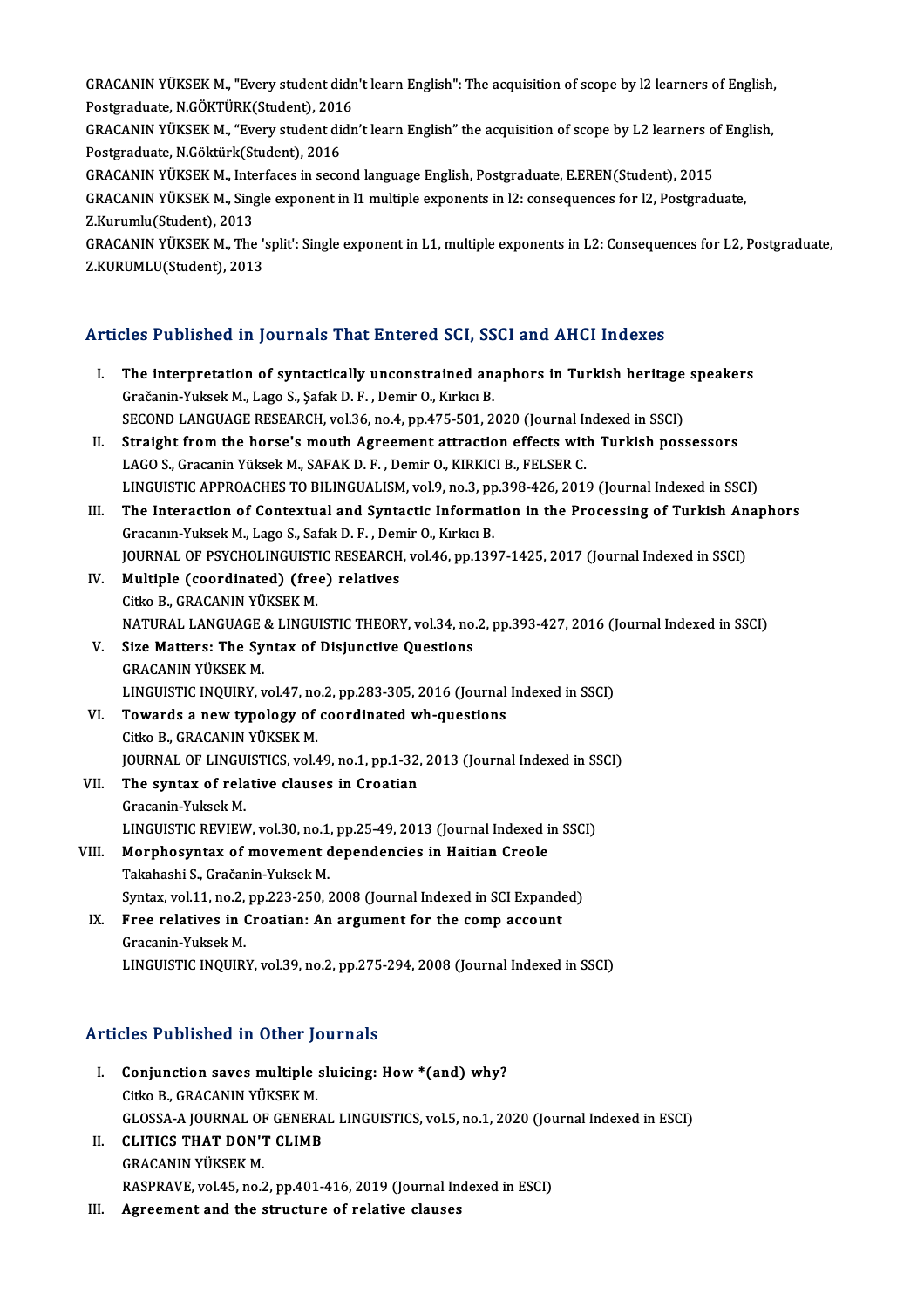GRACANIN YÜKSEK M., "Every student didn't learn English": The acquisition of scope by l2 learners of English, Postgraduate, N.GÖKTÜRK(Student), 2016

GRACANIN YÜKSEK M., "Every student didn't learn English" the acquisition of scope by L2 learners of English, Postgraduate, N.Göktürk(Student), 2016

GRACANIN YÜKSEK M., Interfaces in second language English, Postgraduate, E.EREN(Student), 2015

GRACANIN YÜKSEK M., Single exponent in l1 multiple exponents in l2: consequences for l2, Postgraduate, Z.Kurumlu(Student), 2013

GRACANIN YÜKSEK M., The 'split': Single exponent in L1, multiple exponents in L2: Consequences for L2, Postgraduate, Z.KURUMLU(Student), 2013

## Articles Published in Journals That Entered SCI, SSCI and AHCI Indexes

I. **The interpretation of syntactically unconstrained anaphors in Turkish heritage speakers**
Gračanin-Yuksek M., Lago S., Şafak D. F. , Demir O., Kırkıcı B.
SECOND LANGUAGE RESEARCH, vol.36, no.4, pp.475-501, 2020 (Journal Indexed in SSCI)

II. **Straight from the horse's mouth Agreement attraction effects with Turkish possessors**
LAGO S., Gracanin Yüksek M., SAFAK D. F. , Demir O., KIRKICI B., FELSER C.
LINGUISTIC APPROACHES TO BILINGUALISM, vol.9, no.3, pp.398-426, 2019 (Journal Indexed in SSCI)

III. **The Interaction of Contextual and Syntactic Information in the Processing of Turkish Anaphors**
Gracanın-Yuksek M., Lago S., Safak D. F. , Demir O., Kırkıcı B.
JOURNAL OF PSYCHOLINGUISTIC RESEARCH, vol.46, pp.1397-1425, 2017 (Journal Indexed in SSCI)

IV. **Multiple (coordinated) (free) relatives**
Citko B., GRACANIN YÜKSEK M.
NATURAL LANGUAGE & LINGUISTIC THEORY, vol.34, no.2, pp.393-427, 2016 (Journal Indexed in SSCI)

V. **Size Matters: The Syntax of Disjunctive Questions**
GRACANIN YÜKSEK M.
LINGUISTIC INQUIRY, vol.47, no.2, pp.283-305, 2016 (Journal Indexed in SSCI)

VI. **Towards a new typology of coordinated wh-questions**
Citko B., GRACANIN YÜKSEK M.
JOURNAL OF LINGUISTICS, vol.49, no.1, pp.1-32, 2013 (Journal Indexed in SSCI)

VII. **The syntax of relative clauses in Croatian**
Gracanin-Yuksek M.
LINGUISTIC REVIEW, vol.30, no.1, pp.25-49, 2013 (Journal Indexed in SSCI)

VIII. **Morphosyntax of movement dependencies in Haitian Creole**
Takahashi S., Gračanin-Yuksek M.
Syntax, vol.11, no.2, pp.223-250, 2008 (Journal Indexed in SCI Expanded)

IX. **Free relatives in Croatian: An argument for the comp account**
Gracanin-Yuksek M.
LINGUISTIC INQUIRY, vol.39, no.2, pp.275-294, 2008 (Journal Indexed in SSCI)

## Articles Published in Other Journals

I. **Conjunction saves multiple sluicing: How *(and) why?**
Citko B., GRACANIN YÜKSEK M.
GLOSSA-A JOURNAL OF GENERAL LINGUISTICS, vol.5, no.1, 2020 (Journal Indexed in ESCI)

II. **CLITICS THAT DON'T CLIMB**
GRACANIN YÜKSEK M.
RASPRAVE, vol.45, no.2, pp.401-416, 2019 (Journal Indexed in ESCI)

III. **Agreement and the structure of relative clauses**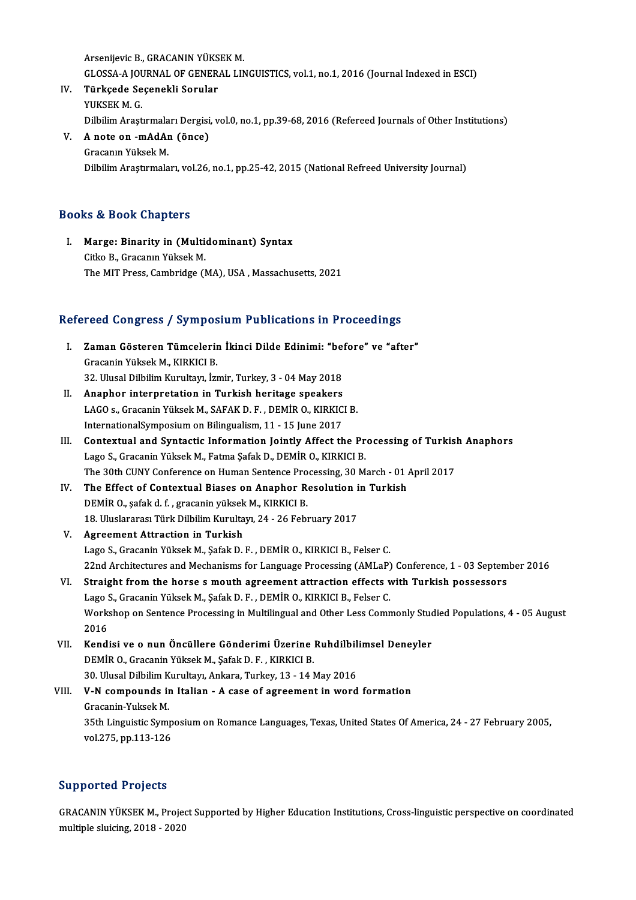Arsenijevic B., GRACANIN YÜKSEK M.
GLOSSA-A JOURNAL OF GENERAL LINGUISTICS, vol.1, no.1, 2016 (Journal Indexed in ESCI)

IV. **Türkçede Seçenekli Sorular**
YUKSEK M. G.
Dilbilim Araştırmaları Dergisi, vol.0, no.1, pp.39-68, 2016 (Refereed Journals of Other Institutions)

V. **A note on -mAdAn (önce)**
Gracanın Yüksek M.
Dilbilim Araştırmaları, vol.26, no.1, pp.25-42, 2015 (National Refreed University Journal)

## Books & Book Chapters

I. **Marge: Binarity in (Multidominant) Syntax**
Citko B., Gracanın Yüksek M.
The MIT Press, Cambridge (MA), USA , Massachusetts, 2021

## Refereed Congress / Symposium Publications in Proceedings

I. **Zaman Gösteren Tümcelerin İkinci Dilde Edinimi: "before" ve "after"**
Gracanin Yüksek M., KIRKICI B.
32. Ulusal Dilbilim Kurultayı, İzmir, Turkey, 3 - 04 May 2018

II. **Anaphor interpretation in Turkish heritage speakers**
LAGO s., Gracanin Yüksek M., SAFAK D. F. , DEMİR O., KIRKICI B.
InternationalSymposium on Bilingualism, 11 - 15 June 2017

III. **Contextual and Syntactic Information Jointly Affect the Processing of Turkish Anaphors**
Lago S., Gracanin Yüksek M., Fatma Şafak D., DEMİR O., KIRKICI B.
The 30th CUNY Conference on Human Sentence Processing, 30 March - 01 April 2017

IV. **The Effect of Contextual Biases on Anaphor Resolution in Turkish**
DEMİR O., şafak d. f. , gracanin yüksek M., KIRKICI B.
18. Uluslararası Türk Dilbilim Kurultayı, 24 - 26 February 2017

V. **Agreement Attraction in Turkish**
Lago S., Gracanin Yüksek M., Şafak D. F. , DEMİR O., KIRKICI B., Felser C.
22nd Architectures and Mechanisms for Language Processing (AMLaP) Conference, 1 - 03 September 2016

VI. **Straight from the horse s mouth agreement attraction effects with Turkish possessors**
Lago S., Gracanin Yüksek M., Şafak D. F. , DEMİR O., KIRKICI B., Felser C.
Workshop on Sentence Processing in Multilingual and Other Less Commonly Studied Populations, 4 - 05 August 2016

VII. **Kendisi ve o nun Öncüllere Gönderimi Üzerine Ruhdilbilimsel Deneyler**
DEMİR O., Gracanin Yüksek M., Şafak D. F. , KIRKICI B.
30. Ulusal Dilbilim Kurultayı, Ankara, Turkey, 13 - 14 May 2016

VIII. **V-N compounds in Italian - A case of agreement in word formation**
Gracanin-Yuksek M.
35th Linguistic Symposium on Romance Languages, Texas, United States Of America, 24 - 27 February 2005, vol.275, pp.113-126

## Supported Projects

GRACANIN YÜKSEK M., Project Supported by Higher Education Institutions, Cross-linguistic perspective on coordinated multiple sluicing, 2018 - 2020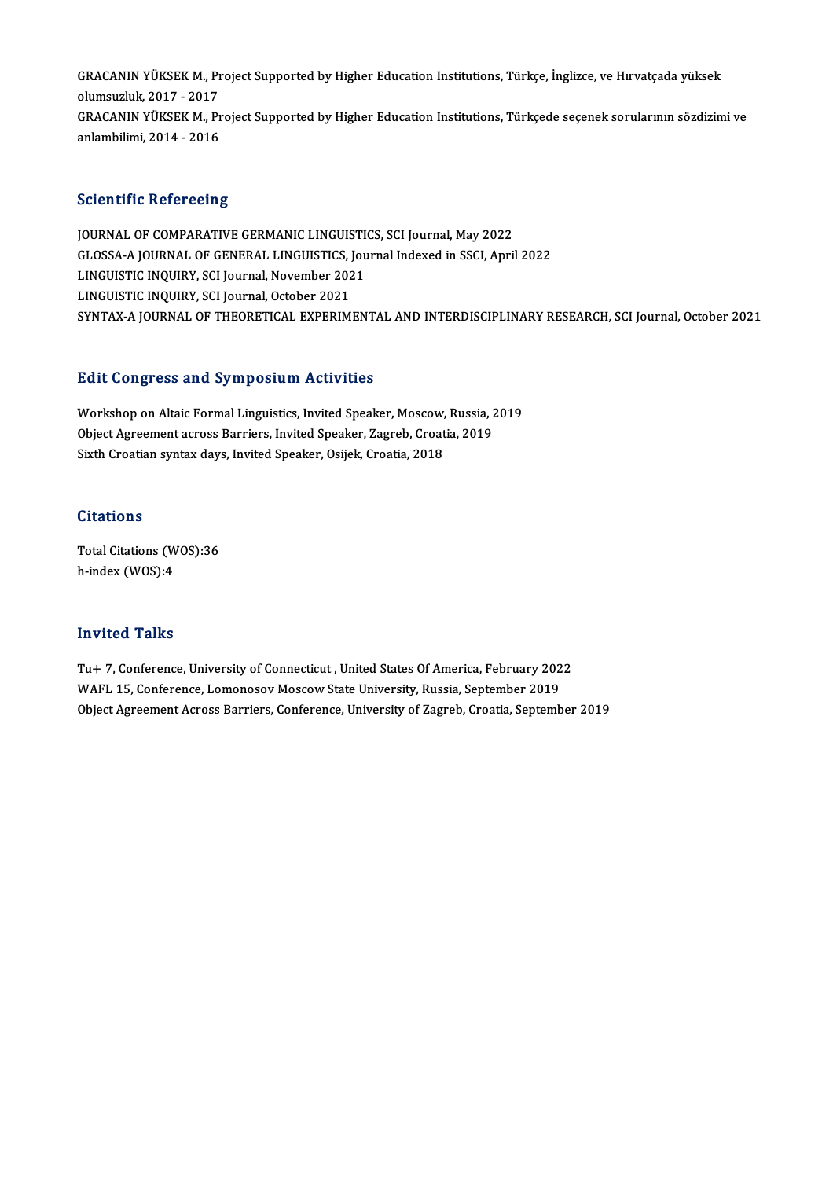GRACANIN YÜKSEK M., Project Supported by Higher Education Institutions, Türkçe, İnglizce, ve Hırvatçada yüksek olumsuzluk, 2017 - 2017

GRACANIN YÜKSEK M., Project Supported by Higher Education Institutions, Türkçede seçenek sorularının sözdizimi ve anlambilimi, 2014 - 2016

## Scientific Refereeing

JOURNAL OF COMPARATIVE GERMANIC LINGUISTICS, SCI Journal, May 2022

GLOSSA-A JOURNAL OF GENERAL LINGUISTICS, Journal Indexed in SSCI, April 2022

LINGUISTIC INQUIRY, SCI Journal, November 2021

LINGUISTIC INQUIRY, SCI Journal, October 2021

SYNTAX-A JOURNAL OF THEORETICAL EXPERIMENTAL AND INTERDISCIPLINARY RESEARCH, SCI Journal, October 2021

## Edit Congress and Symposium Activities

Workshop on Altaic Formal Linguistics, Invited Speaker, Moscow, Russia, 2019

Object Agreement across Barriers, Invited Speaker, Zagreb, Croatia, 2019

Sixth Croatian syntax days, Invited Speaker, Osijek, Croatia, 2018

## Citations

Total Citations (WOS):36

h-index (WOS):4

## Invited Talks

Tu+ 7, Conference, University of Connecticut , United States Of America, February 2022

WAFL 15, Conference, Lomonosov Moscow State University, Russia, September 2019

Object Agreement Across Barriers, Conference, University of Zagreb, Croatia, September 2019